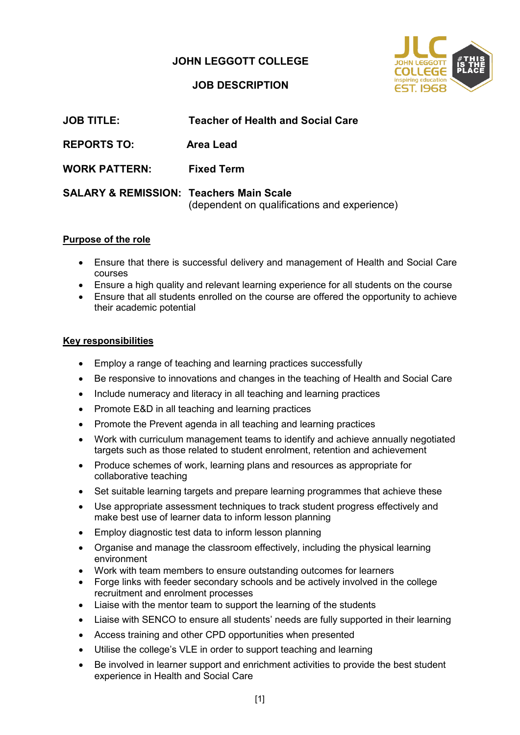# JOHN LEGGOTT COLLEGE

## JOB DESCRIPTION

**JOB TITLE:** **Teacher of Health and Social Care**

**REPORTS TO:** **Area Lead**

**WORK PATTERN:** **Fixed Term**

**SALARY & REMISSION:** **Teachers Main Scale**
(dependent on qualifications and experience)

### Purpose of the role

- Ensure that there is successful delivery and management of Health and Social Care courses
- Ensure a high quality and relevant learning experience for all students on the course
- Ensure that all students enrolled on the course are offered the opportunity to achieve their academic potential

### Key responsibilities

- Employ a range of teaching and learning practices successfully
- Be responsive to innovations and changes in the teaching of Health and Social Care
- Include numeracy and literacy in all teaching and learning practices
- Promote E&D in all teaching and learning practices
- Promote the Prevent agenda in all teaching and learning practices
- Work with curriculum management teams to identify and achieve annually negotiated targets such as those related to student enrolment, retention and achievement
- Produce schemes of work, learning plans and resources as appropriate for collaborative teaching
- Set suitable learning targets and prepare learning programmes that achieve these
- Use appropriate assessment techniques to track student progress effectively and make best use of learner data to inform lesson planning
- Employ diagnostic test data to inform lesson planning
- Organise and manage the classroom effectively, including the physical learning environment
- Work with team members to ensure outstanding outcomes for learners
- Forge links with feeder secondary schools and be actively involved in the college recruitment and enrolment processes
- Liaise with the mentor team to support the learning of the students
- Liaise with SENCO to ensure all students' needs are fully supported in their learning
- Access training and other CPD opportunities when presented
- Utilise the college's VLE in order to support teaching and learning
- Be involved in learner support and enrichment activities to provide the best student experience in Health and Social Care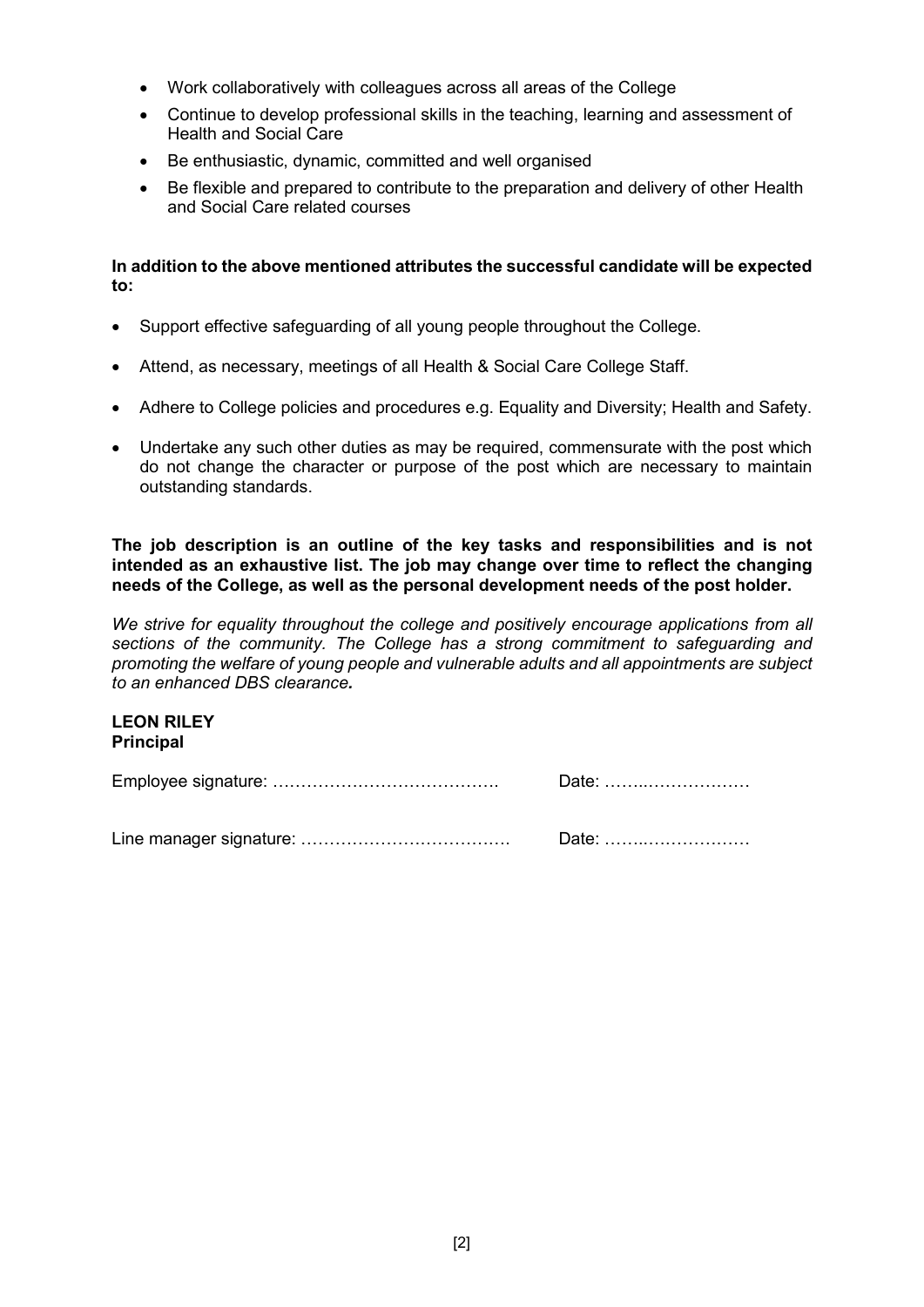- Work collaboratively with colleagues across all areas of the College
- Continue to develop professional skills in the teaching, learning and assessment of Health and Social Care
- Be enthusiastic, dynamic, committed and well organised
- Be flexible and prepared to contribute to the preparation and delivery of other Health and Social Care related courses

**In addition to the above mentioned attributes the successful candidate will be expected to:**

- Support effective safeguarding of all young people throughout the College.
- Attend, as necessary, meetings of all Health & Social Care College Staff.
- Adhere to College policies and procedures e.g. Equality and Diversity; Health and Safety.
- Undertake any such other duties as may be required, commensurate with the post which do not change the character or purpose of the post which are necessary to maintain outstanding standards.

**The job description is an outline of the key tasks and responsibilities and is not intended as an exhaustive list. The job may change over time to reflect the changing needs of the College, as well as the personal development needs of the post holder.**

*We strive for equality throughout the college and positively encourage applications from all sections of the community. The College has a strong commitment to safeguarding and promoting the welfare of young people and vulnerable adults and all appointments are subject to an enhanced DBS clearance.*

**LEON RILEY**
**Principal**

Employee signature: …………………………………. Date: ……..………………

Line manager signature: ………………………………. Date: ……..………………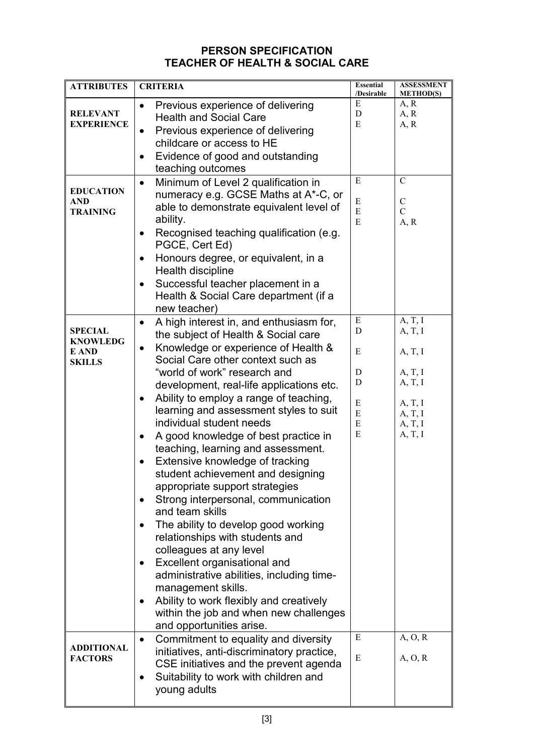# PERSON SPECIFICATION
## TEACHER OF HEALTH & SOCIAL CARE

| ATTRIBUTES | CRITERIA | Essential /Desirable | ASSESSMENT METHOD(S) |
|---|---|---|---|
| **RELEVANT EXPERIENCE** | • Previous experience of delivering Health and Social Care | E | A, R |
| | • Previous experience of delivering childcare or access to HE | D | A, R |
| | • Evidence of good and outstanding teaching outcomes | E | A, R |
| **EDUCATION AND TRAINING** | • Minimum of Level 2 qualification in numeracy e.g. GCSE Maths at A*-C, or able to demonstrate equivalent level of ability. | E | C |
| | • Recognised teaching qualification (e.g. PGCE, Cert Ed) | E | C |
| | • Honours degree, or equivalent, in a Health discipline | E | C |
| | • Successful teacher placement in a Health & Social Care department (if a new teacher) | E | A, R |
| **SPECIAL KNOWLEDGE AND SKILLS** | • A high interest in, and enthusiasm for, the subject of Health & Social care | E | A, T, I |
| | • Knowledge or experience of Health & Social Care other context such as "world of work" research and development, real-life applications etc. | D | A, T, I |
| | • Ability to employ a range of teaching, learning and assessment styles to suit individual student needs | E | A, T, I |
| | • A good knowledge of best practice in teaching, learning and assessment. | D | A, T, I |
| | • Extensive knowledge of tracking student achievement and designing appropriate support strategies | D | A, T, I |
| | • Strong interpersonal, communication and team skills | E | A, T, I |
| | • The ability to develop good working relationships with students and colleagues at any level | E | A, T, I |
| | • Excellent organisational and administrative abilities, including time-management skills. | E | A, T, I |
| | • Ability to work flexibly and creatively within the job and when new challenges and opportunities arise. | E | A, T, I |
| **ADDITIONAL FACTORS** | • Commitment to equality and diversity initiatives, anti-discriminatory practice, CSE initiatives and the prevent agenda | E | A, O, R |
| | • Suitability to work with children and young adults | E | A, O, R |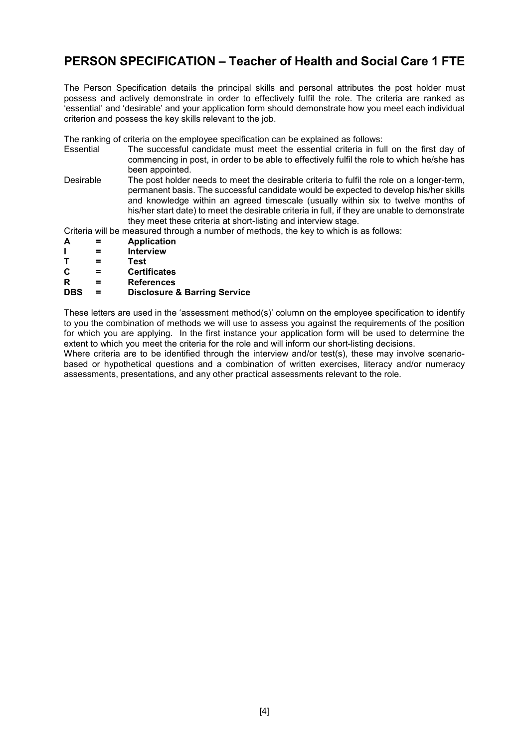## PERSON SPECIFICATION – Teacher of Health and Social Care 1 FTE

The Person Specification details the principal skills and personal attributes the post holder must possess and actively demonstrate in order to effectively fulfil the role. The criteria are ranked as 'essential' and 'desirable' and your application form should demonstrate how you meet each individual criterion and possess the key skills relevant to the job.

The ranking of criteria on the employee specification can be explained as follows:

| | |
|---|---|
| Essential | The successful candidate must meet the essential criteria in full on the first day of commencing in post, in order to be able to effectively fulfil the role to which he/she has been appointed. |
| Desirable | The post holder needs to meet the desirable criteria to fulfil the role on a longer-term, permanent basis. The successful candidate would be expected to develop his/her skills and knowledge within an agreed timescale (usually within six to twelve months of his/her start date) to meet the desirable criteria in full, if they are unable to demonstrate they meet these criteria at short-listing and interview stage. |

Criteria will be measured through a number of methods, the key to which is as follows:

**A = Application**
**I = Interview**
**T = Test**
**C = Certificates**
**R = References**
**DBS = Disclosure & Barring Service**

These letters are used in the 'assessment method(s)' column on the employee specification to identify to you the combination of methods we will use to assess you against the requirements of the position for which you are applying. In the first instance your application form will be used to determine the extent to which you meet the criteria for the role and will inform our short-listing decisions.

Where criteria are to be identified through the interview and/or test(s), these may involve scenario-based or hypothetical questions and a combination of written exercises, literacy and/or numeracy assessments, presentations, and any other practical assessments relevant to the role.